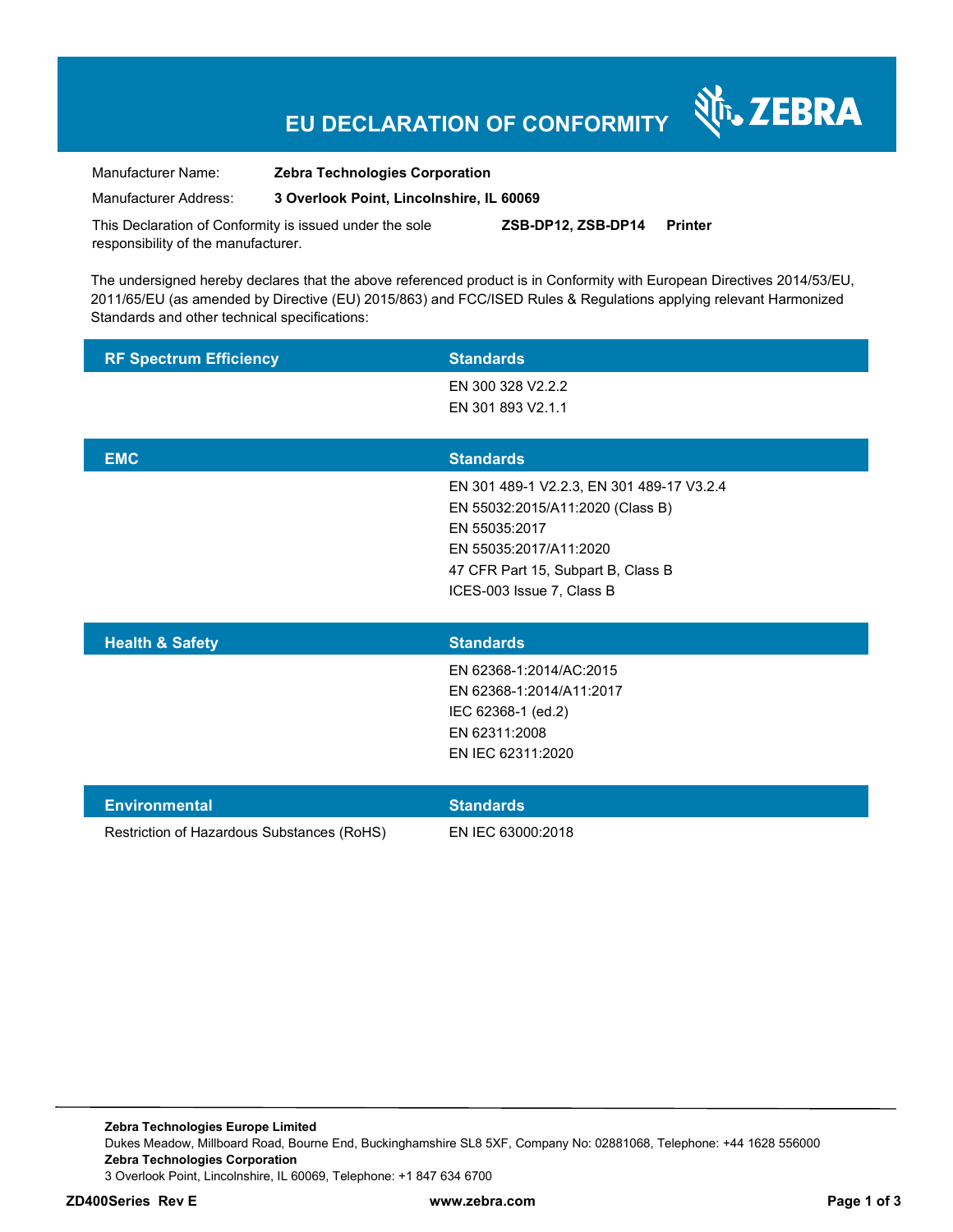# EU DECLARATION OF CONFORMITY

ZEBRA

Manufacturer Name: **Zebra Technologies Corporation**

Manufacturer Address: **3 Overlook Point, Lincolnshire, IL 60069**

This Declaration of Conformity is issued under the sole responsibility of the manufacturer. **ZSB-DP12, ZSB-DP14 Printer**

The undersigned hereby declares that the above referenced product is in Conformity with European Directives 2014/53/EU, 2011/65/EU (as amended by Directive (EU) 2015/863) and FCC/ISED Rules & Regulations applying relevant Harmonized Standards and other technical specifications:

| RF Spectrum Efficiency | Standards |
|---|---|
| | EN 300 328 V2.2.2<br>EN 301 893 V2.1.1 |

| EMC | Standards |
|---|---|
| | EN 301 489-1 V2.2.3, EN 301 489-17 V3.2.4<br>EN 55032:2015/A11:2020 (Class B)<br>EN 55035:2017<br>EN 55035:2017/A11:2020<br>47 CFR Part 15, Subpart B, Class B<br>ICES-003 Issue 7, Class B |

| Health & Safety | Standards |
|---|---|
| | EN 62368-1:2014/AC:2015<br>EN 62368-1:2014/A11:2017<br>IEC 62368-1 (ed.2)<br>EN 62311:2008<br>EN IEC 62311:2020 |

| Environmental | Standards |
|---|---|
| Restriction of Hazardous Substances (RoHS) | EN IEC 63000:2018 |

**Zebra Technologies Europe Limited**
Dukes Meadow, Millboard Road, Bourne End, Buckinghamshire SL8 5XF, Company No: 02881068, Telephone: +44 1628 556000
**Zebra Technologies Corporation**
3 Overlook Point, Lincolnshire, IL 60069, Telephone: +1 847 634 6700

**ZD400Series Rev E** **www.zebra.com**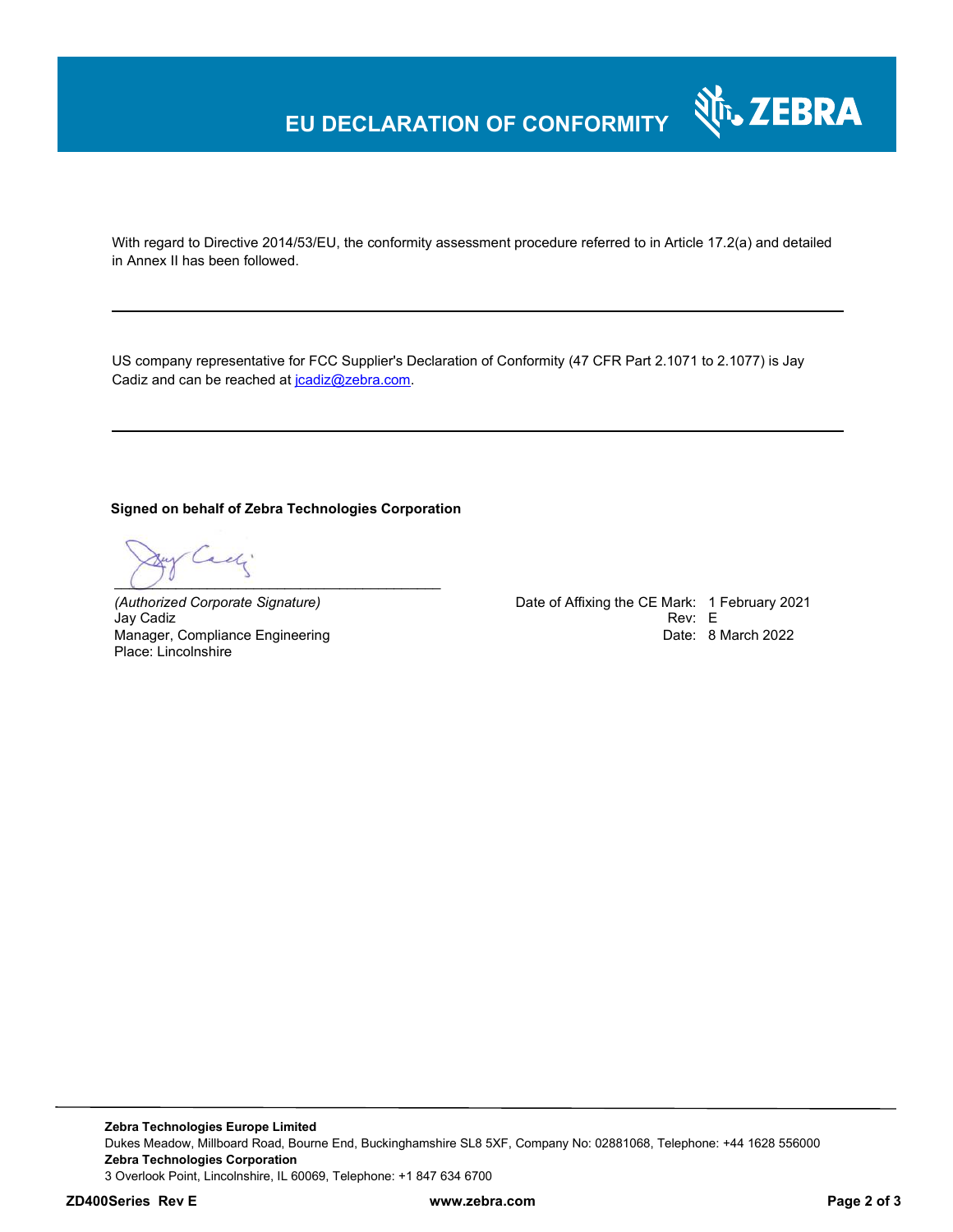# EU DECLARATION OF CONFORMITY

With regard to Directive 2014/53/EU, the conformity assessment procedure referred to in Article 17.2(a) and detailed in Annex II has been followed.

---

US company representative for FCC Supplier's Declaration of Conformity (47 CFR Part 2.1071 to 2.1077) is Jay Cadiz and can be reached at [jcadiz@zebra.com](mailto:jcadiz@zebra.com).

---

**Signed on behalf of Zebra Technologies Corporation**

_______________________________________

*(Authorized Corporate Signature)*
Jay Cadiz
Manager, Compliance Engineering
Place: Lincolnshire

Date of Affixing the CE Mark: 1 February 2021
Rev: E
Date: 8 March 2022

---

**Zebra Technologies Europe Limited**
Dukes Meadow, Millboard Road, Bourne End, Buckinghamshire SL8 5XF, Company No: 02881068, Telephone: +44 1628 556000
**Zebra Technologies Corporation**
3 Overlook Point, Lincolnshire, IL 60069, Telephone: +1 847 634 6700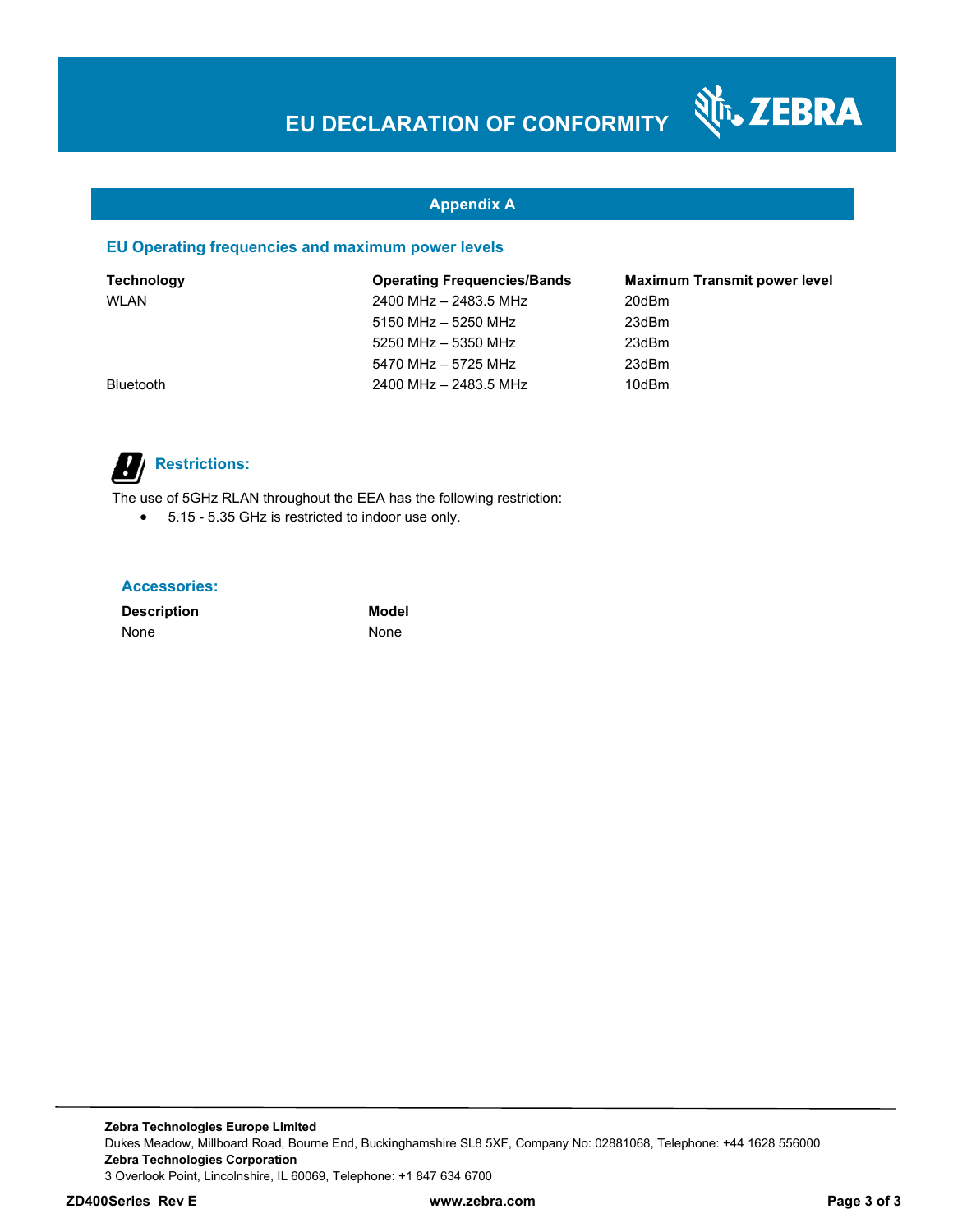# EU DECLARATION OF CONFORMITY

## Appendix A

### EU Operating frequencies and maximum power levels

| Technology | Operating Frequencies/Bands | Maximum Transmit power level |
|---|---|---|
| WLAN | 2400 MHz – 2483.5 MHz | 20dBm |
| | 5150 MHz – 5250 MHz | 23dBm |
| | 5250 MHz – 5350 MHz | 23dBm |
| | 5470 MHz – 5725 MHz | 23dBm |
| Bluetooth | 2400 MHz – 2483.5 MHz | 10dBm |

### Restrictions:

The use of 5GHz RLAN throughout the EEA has the following restriction:

- 5.15 - 5.35 GHz is restricted to indoor use only.

### Accessories:

| Description | Model |
|---|---|
| None | None |

**Zebra Technologies Europe Limited**
Dukes Meadow, Millboard Road, Bourne End, Buckinghamshire SL8 5XF, Company No: 02881068, Telephone: +44 1628 556000
**Zebra Technologies Corporation**
3 Overlook Point, Lincolnshire, IL 60069, Telephone: +1 847 634 6700

**ZD400Series Rev E** **www.zebra.com**